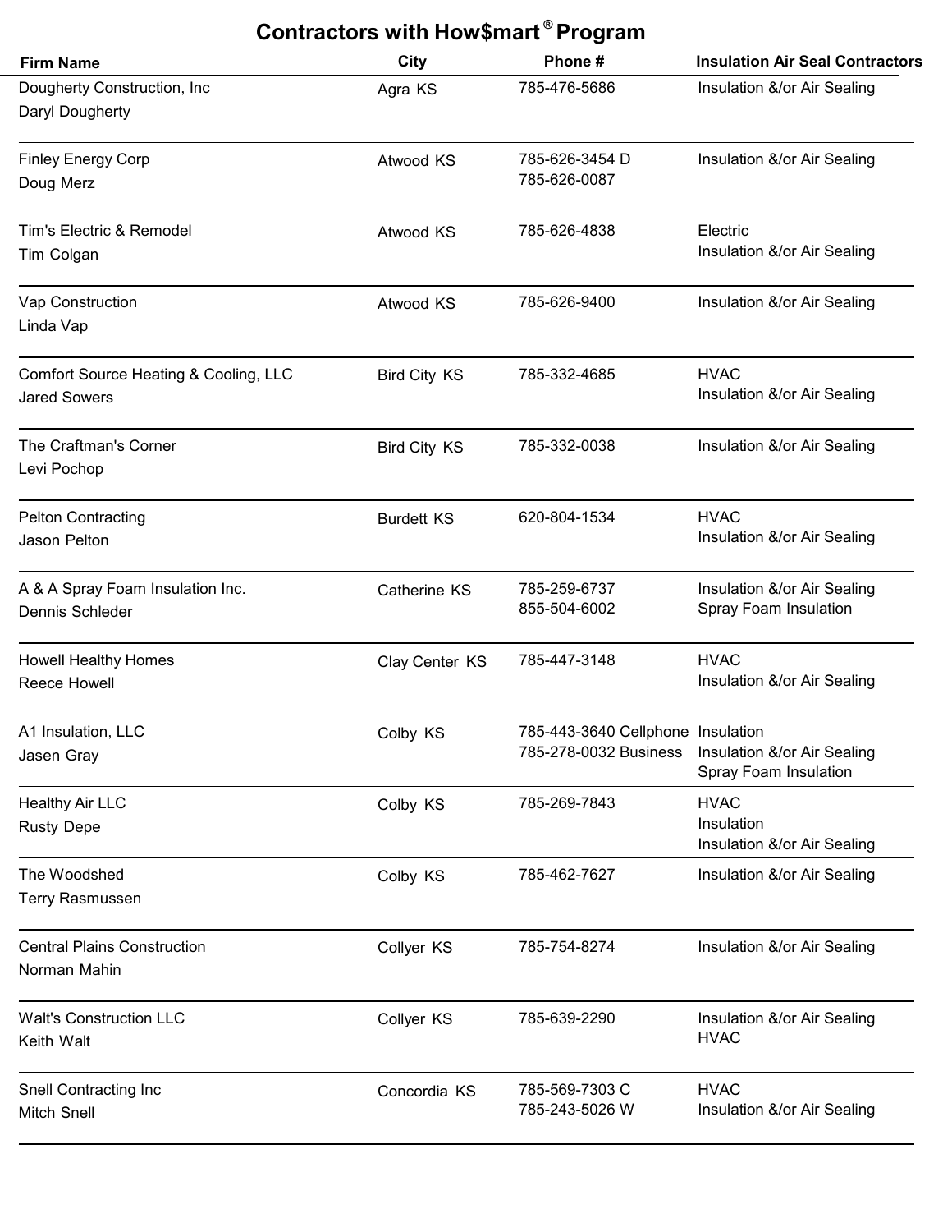# Contractors with How$mart® Program

| Firm Name | City | Phone # | Insulation Air Seal Contractors |
|---|---|---|---|
| Dougherty Construction, Inc<br>Daryl Dougherty | Agra KS | 785-476-5686 | Insulation &/or Air Sealing |
| Finley Energy Corp<br>Doug Merz | Atwood KS | 785-626-3454 D<br>785-626-0087 | Insulation &/or Air Sealing |
| Tim's Electric & Remodel<br>Tim Colgan | Atwood KS | 785-626-4838 | Electric<br>Insulation &/or Air Sealing |
| Vap Construction<br>Linda Vap | Atwood KS | 785-626-9400 | Insulation &/or Air Sealing |
| Comfort Source Heating & Cooling, LLC<br>Jared Sowers | Bird City KS | 785-332-4685 | HVAC<br>Insulation &/or Air Sealing |
| The Craftman's Corner<br>Levi Pochop | Bird City KS | 785-332-0038 | Insulation &/or Air Sealing |
| Pelton Contracting<br>Jason Pelton | Burdett KS | 620-804-1534 | HVAC<br>Insulation &/or Air Sealing |
| A & A Spray Foam Insulation Inc.<br>Dennis Schleder | Catherine KS | 785-259-6737<br>855-504-6002 | Insulation &/or Air Sealing<br>Spray Foam Insulation |
| Howell Healthy Homes<br>Reece Howell | Clay Center KS | 785-447-3148 | HVAC<br>Insulation &/or Air Sealing |
| A1 Insulation, LLC<br>Jasen Gray | Colby KS | 785-443-3640 Cellphone<br>785-278-0032 Business | Insulation<br>Insulation &/or Air Sealing<br>Spray Foam Insulation |
| Healthy Air LLC<br>Rusty Depe | Colby KS | 785-269-7843 | HVAC<br>Insulation<br>Insulation &/or Air Sealing |
| The Woodshed<br>Terry Rasmussen | Colby KS | 785-462-7627 | Insulation &/or Air Sealing |
| Central Plains Construction<br>Norman Mahin | Collyer KS | 785-754-8274 | Insulation &/or Air Sealing |
| Walt's Construction LLC<br>Keith Walt | Collyer KS | 785-639-2290 | Insulation &/or Air Sealing<br>HVAC |
| Snell Contracting Inc<br>Mitch Snell | Concordia KS | 785-569-7303 C<br>785-243-5026 W | HVAC<br>Insulation &/or Air Sealing |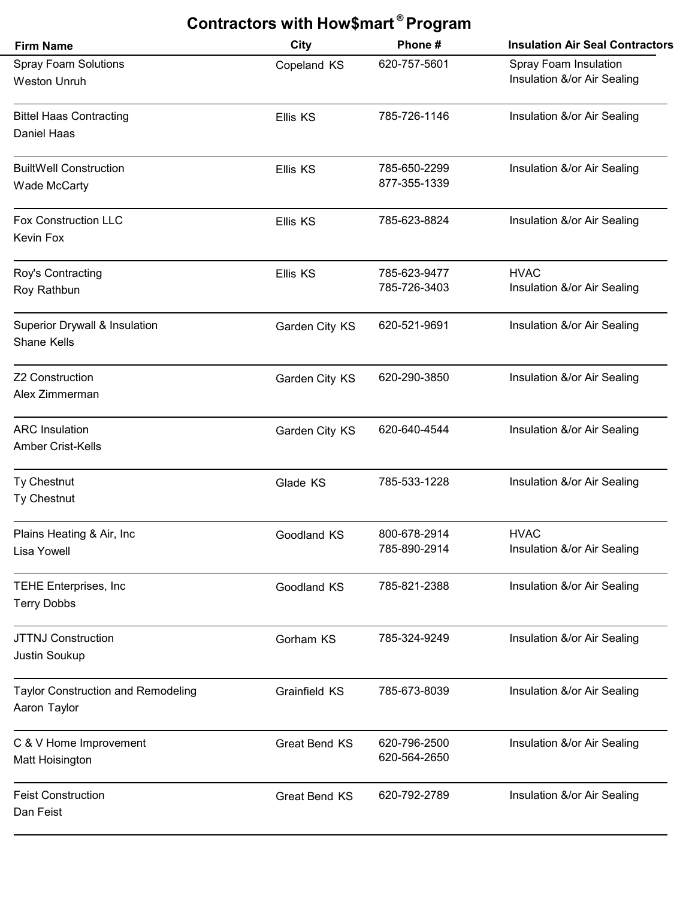# Contractors with How$mart® Program

| Firm Name | City | Phone # | Insulation Air Seal Contractors |
| --- | --- | --- | --- |
| Spray Foam Solutions<br>Weston Unruh | Copeland KS | 620-757-5601 | Spray Foam Insulation<br>Insulation &/or Air Sealing |
| Bittel Haas Contracting<br>Daniel Haas | Ellis KS | 785-726-1146 | Insulation &/or Air Sealing |
| BuiltWell Construction<br>Wade McCarty | Ellis KS | 785-650-2299<br>877-355-1339 | Insulation &/or Air Sealing |
| Fox Construction LLC<br>Kevin Fox | Ellis KS | 785-623-8824 | Insulation &/or Air Sealing |
| Roy's Contracting<br>Roy Rathbun | Ellis KS | 785-623-9477<br>785-726-3403 | HVAC<br>Insulation &/or Air Sealing |
| Superior Drywall & Insulation<br>Shane Kells | Garden City KS | 620-521-9691 | Insulation &/or Air Sealing |
| Z2 Construction<br>Alex Zimmerman | Garden City KS | 620-290-3850 | Insulation &/or Air Sealing |
| ARC Insulation<br>Amber Crist-Kells | Garden City KS | 620-640-4544 | Insulation &/or Air Sealing |
| Ty Chestnut<br>Ty Chestnut | Glade KS | 785-533-1228 | Insulation &/or Air Sealing |
| Plains Heating & Air, Inc<br>Lisa Yowell | Goodland KS | 800-678-2914<br>785-890-2914 | HVAC<br>Insulation &/or Air Sealing |
| TEHE Enterprises, Inc<br>Terry Dobbs | Goodland KS | 785-821-2388 | Insulation &/or Air Sealing |
| JTTNJ Construction<br>Justin Soukup | Gorham KS | 785-324-9249 | Insulation &/or Air Sealing |
| Taylor Construction and Remodeling<br>Aaron Taylor | Grainfield KS | 785-673-8039 | Insulation &/or Air Sealing |
| C & V Home Improvement<br>Matt Hoisington | Great Bend KS | 620-796-2500<br>620-564-2650 | Insulation &/or Air Sealing |
| Feist Construction<br>Dan Feist | Great Bend KS | 620-792-2789 | Insulation &/or Air Sealing |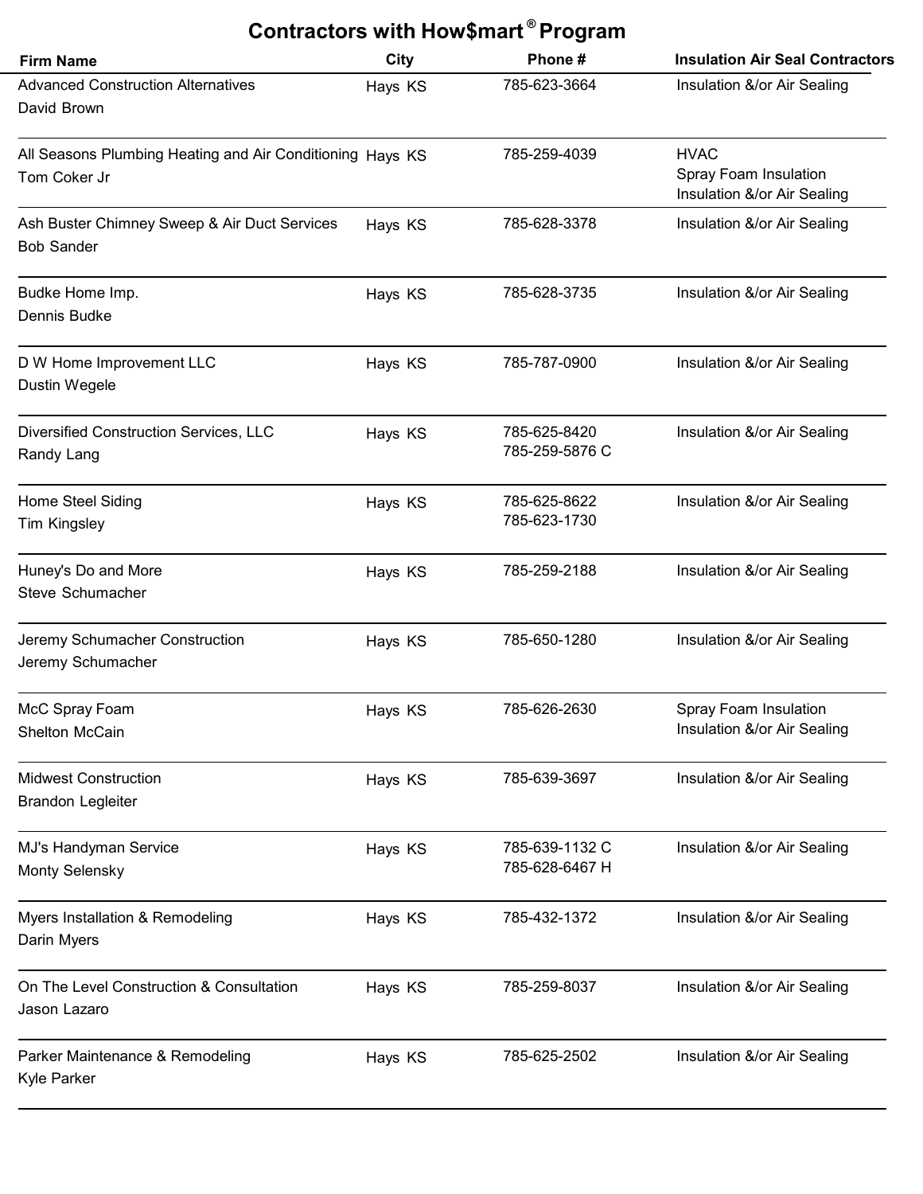# Contractors with How$mart® Program

| Firm Name | City | Phone # | Insulation Air Seal Contractors |
|---|---|---|---|
| Advanced Construction Alternatives<br>David Brown | Hays KS | 785-623-3664 | Insulation &/or Air Sealing |
| All Seasons Plumbing Heating and Air Conditioning<br>Tom Coker Jr | Hays KS | 785-259-4039 | HVAC<br>Spray Foam Insulation<br>Insulation &/or Air Sealing |
| Ash Buster Chimney Sweep & Air Duct Services<br>Bob Sander | Hays KS | 785-628-3378 | Insulation &/or Air Sealing |
| Budke Home Imp.<br>Dennis Budke | Hays KS | 785-628-3735 | Insulation &/or Air Sealing |
| D W Home Improvement LLC<br>Dustin Wegele | Hays KS | 785-787-0900 | Insulation &/or Air Sealing |
| Diversified Construction Services, LLC<br>Randy Lang | Hays KS | 785-625-8420<br>785-259-5876 C | Insulation &/or Air Sealing |
| Home Steel Siding<br>Tim Kingsley | Hays KS | 785-625-8622<br>785-623-1730 | Insulation &/or Air Sealing |
| Huney's Do and More<br>Steve Schumacher | Hays KS | 785-259-2188 | Insulation &/or Air Sealing |
| Jeremy Schumacher Construction<br>Jeremy Schumacher | Hays KS | 785-650-1280 | Insulation &/or Air Sealing |
| McC Spray Foam<br>Shelton McCain | Hays KS | 785-626-2630 | Spray Foam Insulation<br>Insulation &/or Air Sealing |
| Midwest Construction<br>Brandon Legleiter | Hays KS | 785-639-3697 | Insulation &/or Air Sealing |
| MJ's Handyman Service<br>Monty Selensky | Hays KS | 785-639-1132 C<br>785-628-6467 H | Insulation &/or Air Sealing |
| Myers Installation & Remodeling<br>Darin Myers | Hays KS | 785-432-1372 | Insulation &/or Air Sealing |
| On The Level Construction & Consultation<br>Jason Lazaro | Hays KS | 785-259-8037 | Insulation &/or Air Sealing |
| Parker Maintenance & Remodeling<br>Kyle Parker | Hays KS | 785-625-2502 | Insulation &/or Air Sealing |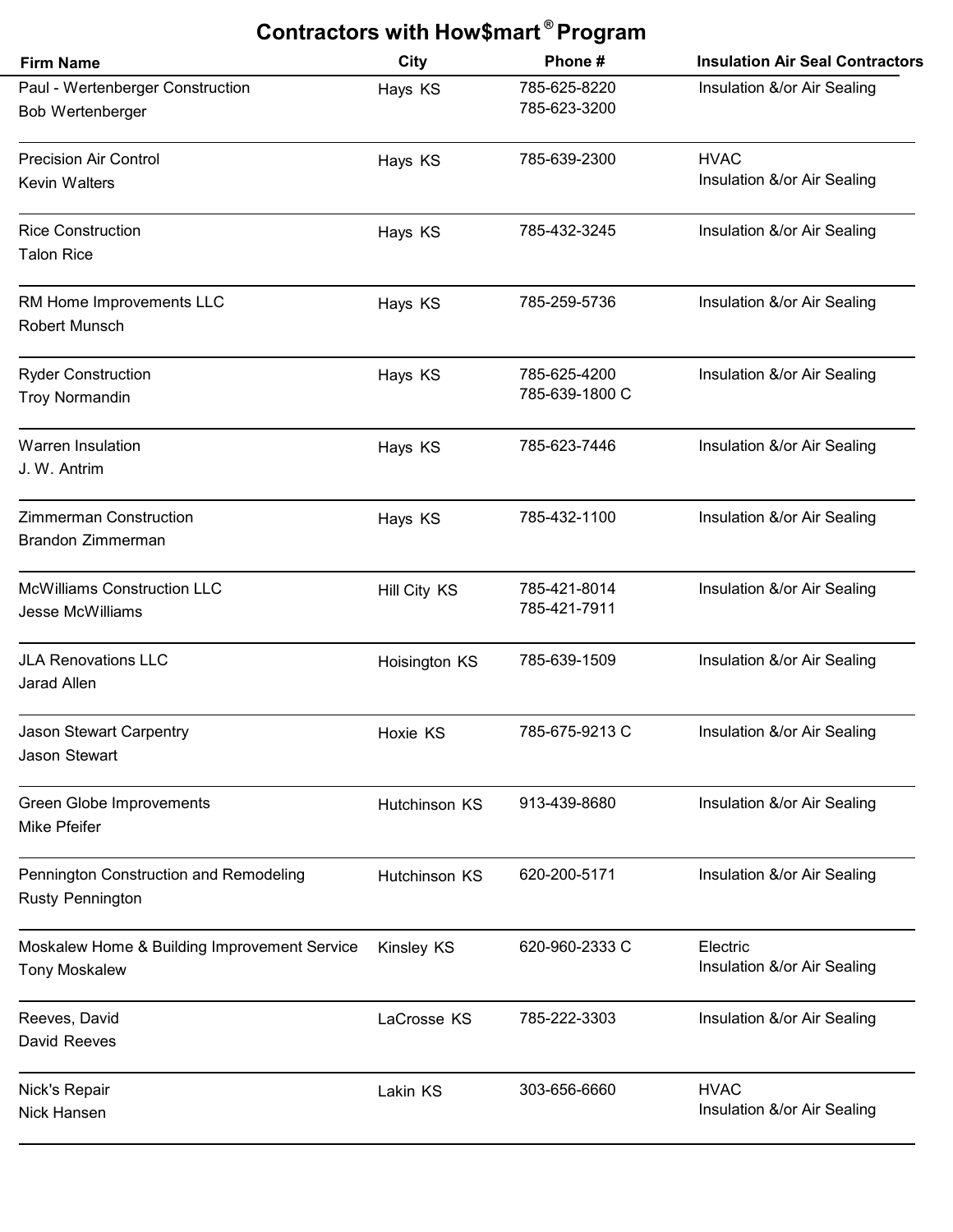# Contractors with How$mart® Program

| Firm Name | City | Phone # | Insulation Air Seal Contractors |
| --- | --- | --- | --- |
| Paul - Wertenberger Construction<br>Bob Wertenberger | Hays KS | 785-625-8220<br>785-623-3200 | Insulation &/or Air Sealing |
| Precision Air Control<br>Kevin Walters | Hays KS | 785-639-2300 | HVAC<br>Insulation &/or Air Sealing |
| Rice Construction<br>Talon Rice | Hays KS | 785-432-3245 | Insulation &/or Air Sealing |
| RM Home Improvements LLC<br>Robert Munsch | Hays KS | 785-259-5736 | Insulation &/or Air Sealing |
| Ryder Construction<br>Troy Normandin | Hays KS | 785-625-4200<br>785-639-1800 C | Insulation &/or Air Sealing |
| Warren Insulation<br>J. W. Antrim | Hays KS | 785-623-7446 | Insulation &/or Air Sealing |
| Zimmerman Construction<br>Brandon Zimmerman | Hays KS | 785-432-1100 | Insulation &/or Air Sealing |
| McWilliams Construction LLC<br>Jesse McWilliams | Hill City KS | 785-421-8014<br>785-421-7911 | Insulation &/or Air Sealing |
| JLA Renovations LLC<br>Jarad Allen | Hoisington KS | 785-639-1509 | Insulation &/or Air Sealing |
| Jason Stewart Carpentry<br>Jason Stewart | Hoxie KS | 785-675-9213 C | Insulation &/or Air Sealing |
| Green Globe Improvements<br>Mike Pfeifer | Hutchinson KS | 913-439-8680 | Insulation &/or Air Sealing |
| Pennington Construction and Remodeling<br>Rusty Pennington | Hutchinson KS | 620-200-5171 | Insulation &/or Air Sealing |
| Moskalew Home & Building Improvement Service<br>Tony Moskalew | Kinsley KS | 620-960-2333 C | Electric<br>Insulation &/or Air Sealing |
| Reeves, David<br>David Reeves | LaCrosse KS | 785-222-3303 | Insulation &/or Air Sealing |
| Nick's Repair<br>Nick Hansen | Lakin KS | 303-656-6660 | HVAC<br>Insulation &/or Air Sealing |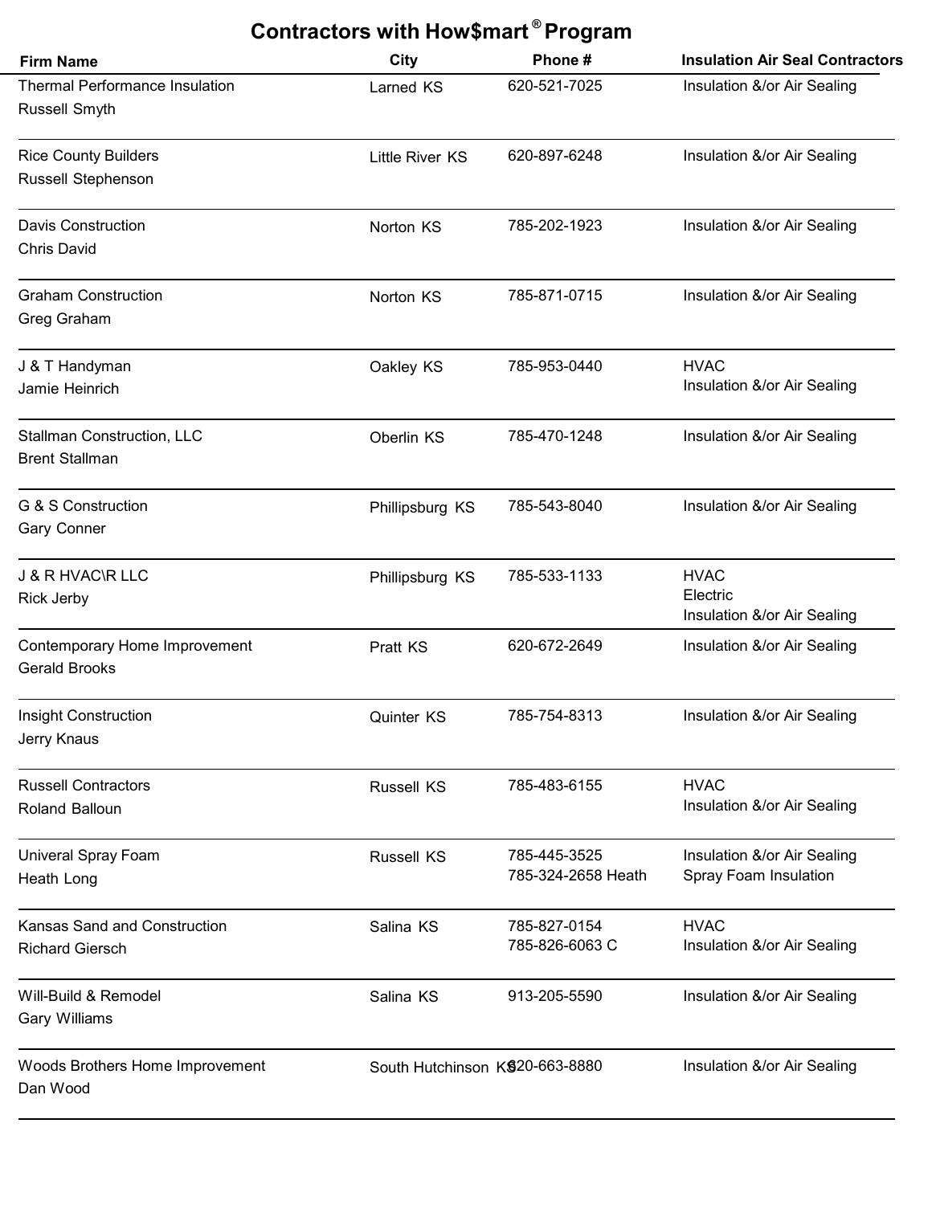# Contractors with How$mart® Program

| Firm Name | City | Phone # | Insulation Air Seal Contractors |
|---|---|---|---|
| Thermal Performance Insulation<br>Russell Smyth | Larned KS | 620-521-7025 | Insulation &/or Air Sealing |
| Rice County Builders<br>Russell Stephenson | Little River KS | 620-897-6248 | Insulation &/or Air Sealing |
| Davis Construction<br>Chris David | Norton KS | 785-202-1923 | Insulation &/or Air Sealing |
| Graham Construction<br>Greg Graham | Norton KS | 785-871-0715 | Insulation &/or Air Sealing |
| J & T Handyman<br>Jamie Heinrich | Oakley KS | 785-953-0440 | HVAC<br>Insulation &/or Air Sealing |
| Stallman Construction, LLC<br>Brent Stallman | Oberlin KS | 785-470-1248 | Insulation &/or Air Sealing |
| G & S Construction<br>Gary Conner | Phillipsburg KS | 785-543-8040 | Insulation &/or Air Sealing |
| J & R HVAC\R LLC<br>Rick Jerby | Phillipsburg KS | 785-533-1133 | HVAC<br>Electric<br>Insulation &/or Air Sealing |
| Contemporary Home Improvement<br>Gerald Brooks | Pratt KS | 620-672-2649 | Insulation &/or Air Sealing |
| Insight Construction<br>Jerry Knaus | Quinter KS | 785-754-8313 | Insulation &/or Air Sealing |
| Russell Contractors<br>Roland Balloun | Russell KS | 785-483-6155 | HVAC<br>Insulation &/or Air Sealing |
| Univeral Spray Foam<br>Heath Long | Russell KS | 785-445-3525<br>785-324-2658 Heath | Insulation &/or Air Sealing<br>Spray Foam Insulation |
| Kansas Sand and Construction<br>Richard Giersch | Salina KS | 785-827-0154<br>785-826-6063 C | HVAC<br>Insulation &/or Air Sealing |
| Will-Build & Remodel<br>Gary Williams | Salina KS | 913-205-5590 | Insulation &/or Air Sealing |
| Woods Brothers Home Improvement<br>Dan Wood | South Hutchinson KS | 620-663-8880 | Insulation &/or Air Sealing |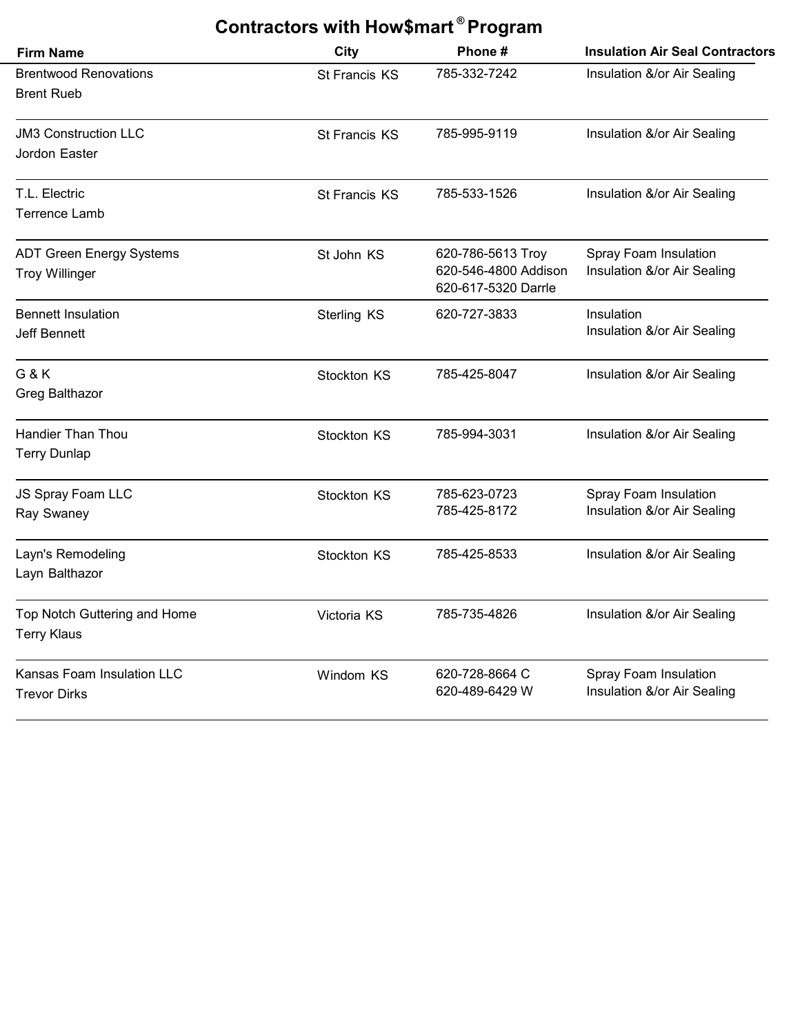## Contractors with How$mart® Program

| Firm Name | City | Phone # | Insulation Air Seal Contractors |
|---|---|---|---|
| Brentwood Renovations<br>Brent Rueb | St Francis KS | 785-332-7242 | Insulation &/or Air Sealing |
| JM3 Construction LLC<br>Jordon Easter | St Francis KS | 785-995-9119 | Insulation &/or Air Sealing |
| T.L. Electric<br>Terrence Lamb | St Francis KS | 785-533-1526 | Insulation &/or Air Sealing |
| ADT Green Energy Systems<br>Troy Willinger | St John KS | 620-786-5613 Troy<br>620-546-4800 Addison<br>620-617-5320 Darrle | Spray Foam Insulation<br>Insulation &/or Air Sealing |
| Bennett Insulation<br>Jeff Bennett | Sterling KS | 620-727-3833 | Insulation<br>Insulation &/or Air Sealing |
| G & K<br>Greg Balthazor | Stockton KS | 785-425-8047 | Insulation &/or Air Sealing |
| Handier Than Thou<br>Terry Dunlap | Stockton KS | 785-994-3031 | Insulation &/or Air Sealing |
| JS Spray Foam LLC<br>Ray Swaney | Stockton KS | 785-623-0723<br>785-425-8172 | Spray Foam Insulation<br>Insulation &/or Air Sealing |
| Layn's Remodeling<br>Layn Balthazor | Stockton KS | 785-425-8533 | Insulation &/or Air Sealing |
| Top Notch Guttering and Home<br>Terry Klaus | Victoria KS | 785-735-4826 | Insulation &/or Air Sealing |
| Kansas Foam Insulation LLC<br>Trevor Dirks | Windom KS | 620-728-8664 C<br>620-489-6429 W | Spray Foam Insulation<br>Insulation &/or Air Sealing |